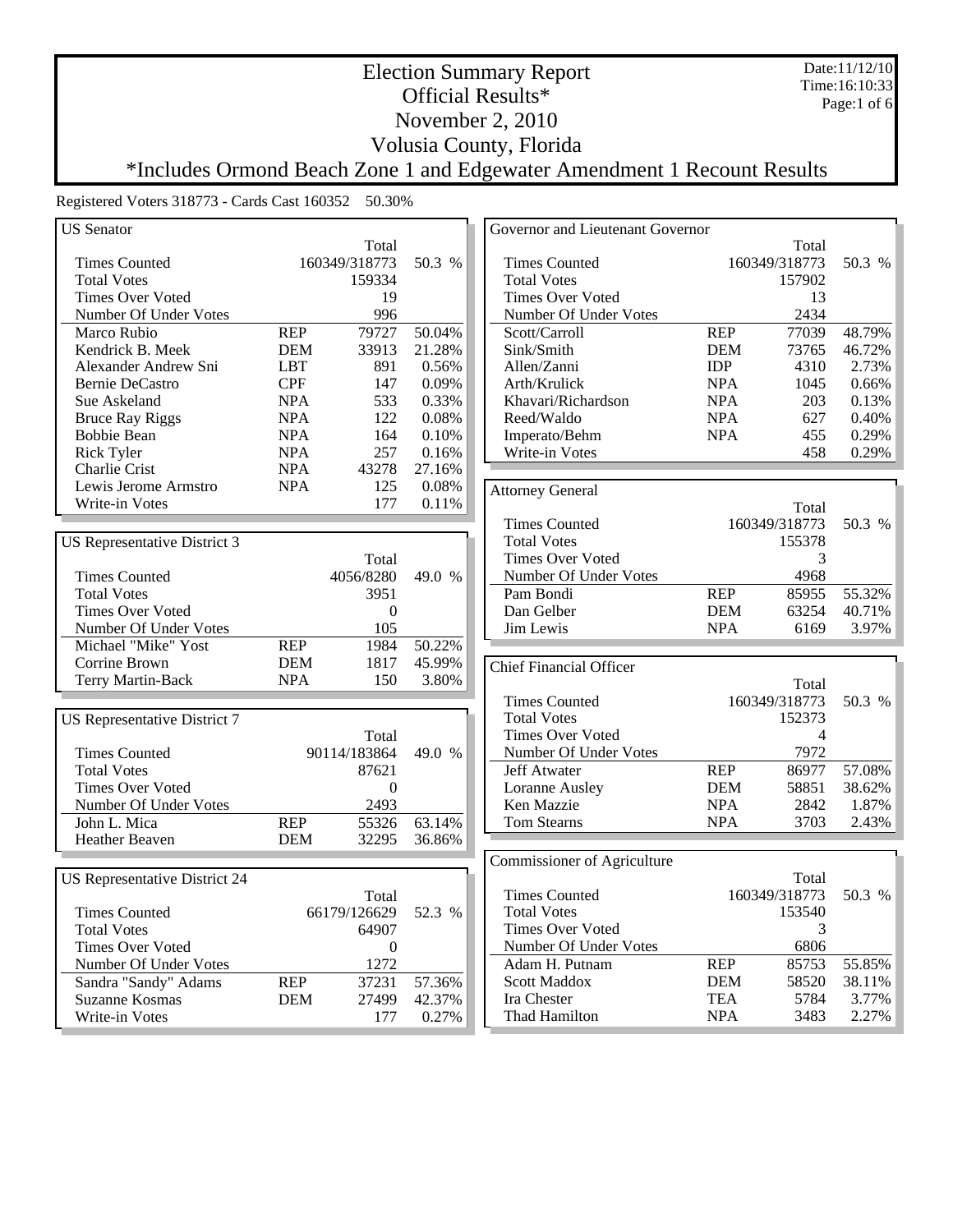# Election Summary Report

## Official Results*

## November 2, 2010

## Volusia County, Florida

*Includes Ormond Beach Zone 1 and Edgewater Amendment 1 Recount Results

Date:11/12/10
Time:16:10:33

Registered Voters 318773 - Cards Cast 160352 50.30%

### US Senator

| | | Total | |
|---|---|---|---|
| Times Counted | | 160349/318773 | 50.3 % |
| Total Votes | | 159334 | |
| Times Over Voted | | 19 | |
| Number Of Under Votes | | 996 | |
| Marco Rubio | REP | 79727 | 50.04% |
| Kendrick B. Meek | DEM | 33913 | 21.28% |
| Alexander Andrew Sni | LBT | 891 | 0.56% |
| Bernie DeCastro | CPF | 147 | 0.09% |
| Sue Askeland | NPA | 533 | 0.33% |
| Bruce Ray Riggs | NPA | 122 | 0.08% |
| Bobbie Bean | NPA | 164 | 0.10% |
| Rick Tyler | NPA | 257 | 0.16% |
| Charlie Crist | NPA | 43278 | 27.16% |
| Lewis Jerome Armstro | NPA | 125 | 0.08% |
| Write-in Votes | | 177 | 0.11% |

### US Representative District 3

| | | Total | |
|---|---|---|---|
| Times Counted | | 4056/8280 | 49.0 % |
| Total Votes | | 3951 | |
| Times Over Voted | | 0 | |
| Number Of Under Votes | | 105 | |
| Michael "Mike" Yost | REP | 1984 | 50.22% |
| Corrine Brown | DEM | 1817 | 45.99% |
| Terry Martin-Back | NPA | 150 | 3.80% |

### US Representative District 7

| | | Total | |
|---|---|---|---|
| Times Counted | | 90114/183864 | 49.0 % |
| Total Votes | | 87621 | |
| Times Over Voted | | 0 | |
| Number Of Under Votes | | 2493 | |
| John L. Mica | REP | 55326 | 63.14% |
| Heather Beaven | DEM | 32295 | 36.86% |

### US Representative District 24

| | | Total | |
|---|---|---|---|
| Times Counted | | 66179/126629 | 52.3 % |
| Total Votes | | 64907 | |
| Times Over Voted | | 0 | |
| Number Of Under Votes | | 1272 | |
| Sandra "Sandy" Adams | REP | 37231 | 57.36% |
| Suzanne Kosmas | DEM | 27499 | 42.37% |
| Write-in Votes | | 177 | 0.27% |

### Governor and Lieutenant Governor

| | | Total | |
|---|---|---|---|
| Times Counted | | 160349/318773 | 50.3 % |
| Total Votes | | 157902 | |
| Times Over Voted | | 13 | |
| Number Of Under Votes | | 2434 | |
| Scott/Carroll | REP | 77039 | 48.79% |
| Sink/Smith | DEM | 73765 | 46.72% |
| Allen/Zanni | IDP | 4310 | 2.73% |
| Arth/Krulick | NPA | 1045 | 0.66% |
| Khavari/Richardson | NPA | 203 | 0.13% |
| Reed/Waldo | NPA | 627 | 0.40% |
| Imperato/Behm | NPA | 455 | 0.29% |
| Write-in Votes | | 458 | 0.29% |

### Attorney General

| | | Total | |
|---|---|---|---|
| Times Counted | | 160349/318773 | 50.3 % |
| Total Votes | | 155378 | |
| Times Over Voted | | 3 | |
| Number Of Under Votes | | 4968 | |
| Pam Bondi | REP | 85955 | 55.32% |
| Dan Gelber | DEM | 63254 | 40.71% |
| Jim Lewis | NPA | 6169 | 3.97% |

### Chief Financial Officer

| | | Total | |
|---|---|---|---|
| Times Counted | | 160349/318773 | 50.3 % |
| Total Votes | | 152373 | |
| Times Over Voted | | 4 | |
| Number Of Under Votes | | 7972 | |
| Jeff Atwater | REP | 86977 | 57.08% |
| Loranne Ausley | DEM | 58851 | 38.62% |
| Ken Mazzie | NPA | 2842 | 1.87% |
| Tom Stearns | NPA | 3703 | 2.43% |

### Commissioner of Agriculture

| | | Total | |
|---|---|---|---|
| Times Counted | | 160349/318773 | 50.3 % |
| Total Votes | | 153540 | |
| Times Over Voted | | 3 | |
| Number Of Under Votes | | 6806 | |
| Adam H. Putnam | REP | 85753 | 55.85% |
| Scott Maddox | DEM | 58520 | 38.11% |
| Ira Chester | TEA | 5784 | 3.77% |
| Thad Hamilton | NPA | 3483 | 2.27% |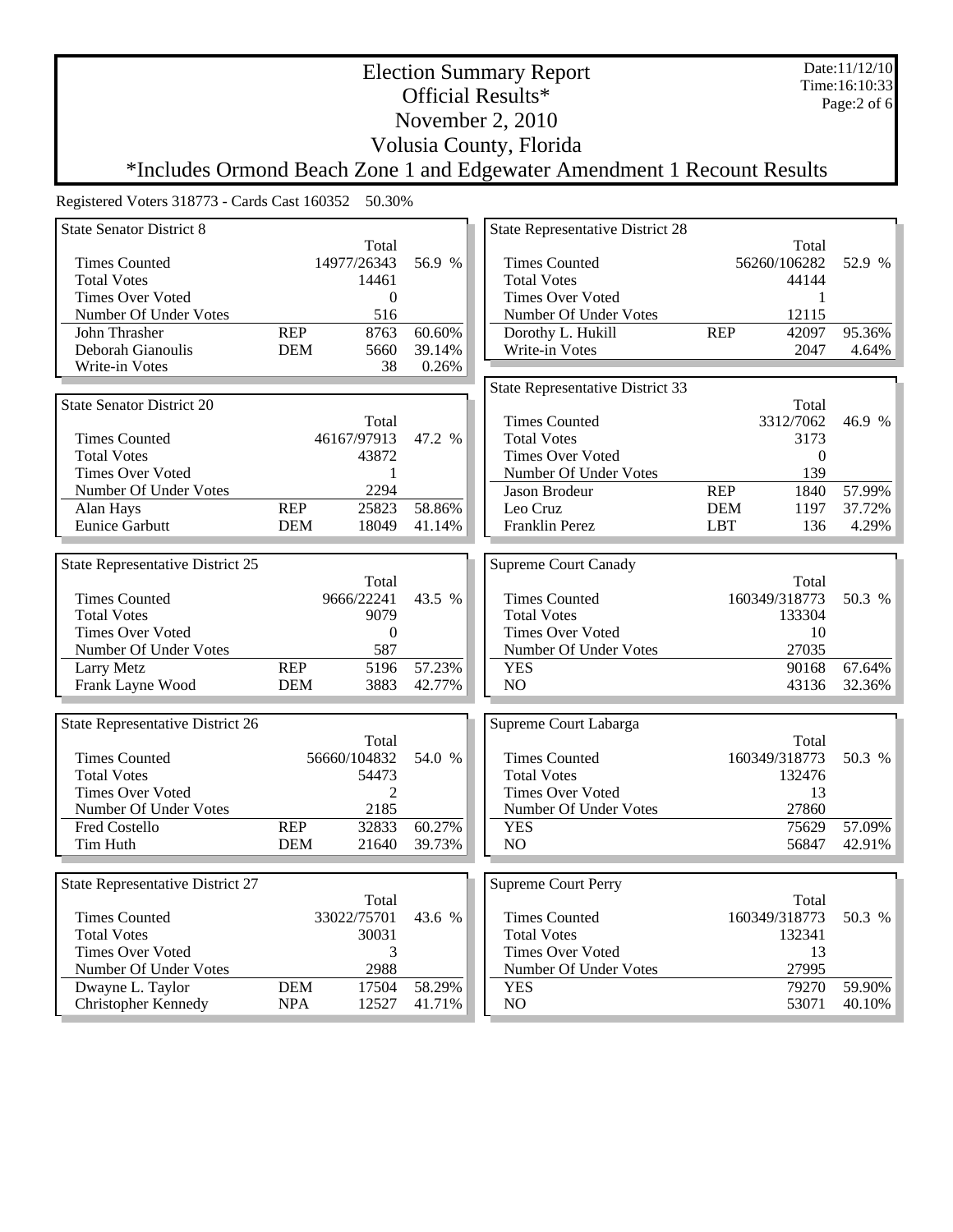# Election Summary Report
## Official Results*
## November 2, 2010
## Volusia County, Florida
### *Includes Ormond Beach Zone 1 and Edgewater Amendment 1 Recount Results

Date:11/12/10
Time:16:10:33

Registered Voters 318773 - Cards Cast 160352 50.30%

### State Senator District 8

| | | Total | |
|---|---|---|---|
| Times Counted | | 14977/26343 | 56.9 % |
| Total Votes | | 14461 | |
| Times Over Voted | | 0 | |
| Number Of Under Votes | | 516 | |
| John Thrasher | REP | 8763 | 60.60% |
| Deborah Gianoulis | DEM | 5660 | 39.14% |
| Write-in Votes | | 38 | 0.26% |

### State Senator District 20

| | | Total | |
|---|---|---|---|
| Times Counted | | 46167/97913 | 47.2 % |
| Total Votes | | 43872 | |
| Times Over Voted | | 1 | |
| Number Of Under Votes | | 2294 | |
| Alan Hays | REP | 25823 | 58.86% |
| Eunice Garbutt | DEM | 18049 | 41.14% |

### State Representative District 25

| | | Total | |
|---|---|---|---|
| Times Counted | | 9666/22241 | 43.5 % |
| Total Votes | | 9079 | |
| Times Over Voted | | 0 | |
| Number Of Under Votes | | 587 | |
| Larry Metz | REP | 5196 | 57.23% |
| Frank Layne Wood | DEM | 3883 | 42.77% |

### State Representative District 26

| | | Total | |
|---|---|---|---|
| Times Counted | | 56660/104832 | 54.0 % |
| Total Votes | | 54473 | |
| Times Over Voted | | 2 | |
| Number Of Under Votes | | 2185 | |
| Fred Costello | REP | 32833 | 60.27% |
| Tim Huth | DEM | 21640 | 39.73% |

### State Representative District 27

| | | Total | |
|---|---|---|---|
| Times Counted | | 33022/75701 | 43.6 % |
| Total Votes | | 30031 | |
| Times Over Voted | | 3 | |
| Number Of Under Votes | | 2988 | |
| Dwayne L. Taylor | DEM | 17504 | 58.29% |
| Christopher Kennedy | NPA | 12527 | 41.71% |

### State Representative District 28

| | | Total | |
|---|---|---|---|
| Times Counted | | 56260/106282 | 52.9 % |
| Total Votes | | 44144 | |
| Times Over Voted | | 1 | |
| Number Of Under Votes | | 12115 | |
| Dorothy L. Hukill | REP | 42097 | 95.36% |
| Write-in Votes | | 2047 | 4.64% |

### State Representative District 33

| | | Total | |
|---|---|---|---|
| Times Counted | | 3312/7062 | 46.9 % |
| Total Votes | | 3173 | |
| Times Over Voted | | 0 | |
| Number Of Under Votes | | 139 | |
| Jason Brodeur | REP | 1840 | 57.99% |
| Leo Cruz | DEM | 1197 | 37.72% |
| Franklin Perez | LBT | 136 | 4.29% |

### Supreme Court Canady

| | Total | |
|---|---|---|
| Times Counted | 160349/318773 | 50.3 % |
| Total Votes | 133304 | |
| Times Over Voted | 10 | |
| Number Of Under Votes | 27035 | |
| YES | 90168 | 67.64% |
| NO | 43136 | 32.36% |

### Supreme Court Labarga

| | Total | |
|---|---|---|
| Times Counted | 160349/318773 | 50.3 % |
| Total Votes | 132476 | |
| Times Over Voted | 13 | |
| Number Of Under Votes | 27860 | |
| YES | 75629 | 57.09% |
| NO | 56847 | 42.91% |

### Supreme Court Perry

| | Total | |
|---|---|---|
| Times Counted | 160349/318773 | 50.3 % |
| Total Votes | 132341 | |
| Times Over Voted | 13 | |
| Number Of Under Votes | 27995 | |
| YES | 79270 | 59.90% |
| NO | 53071 | 40.10% |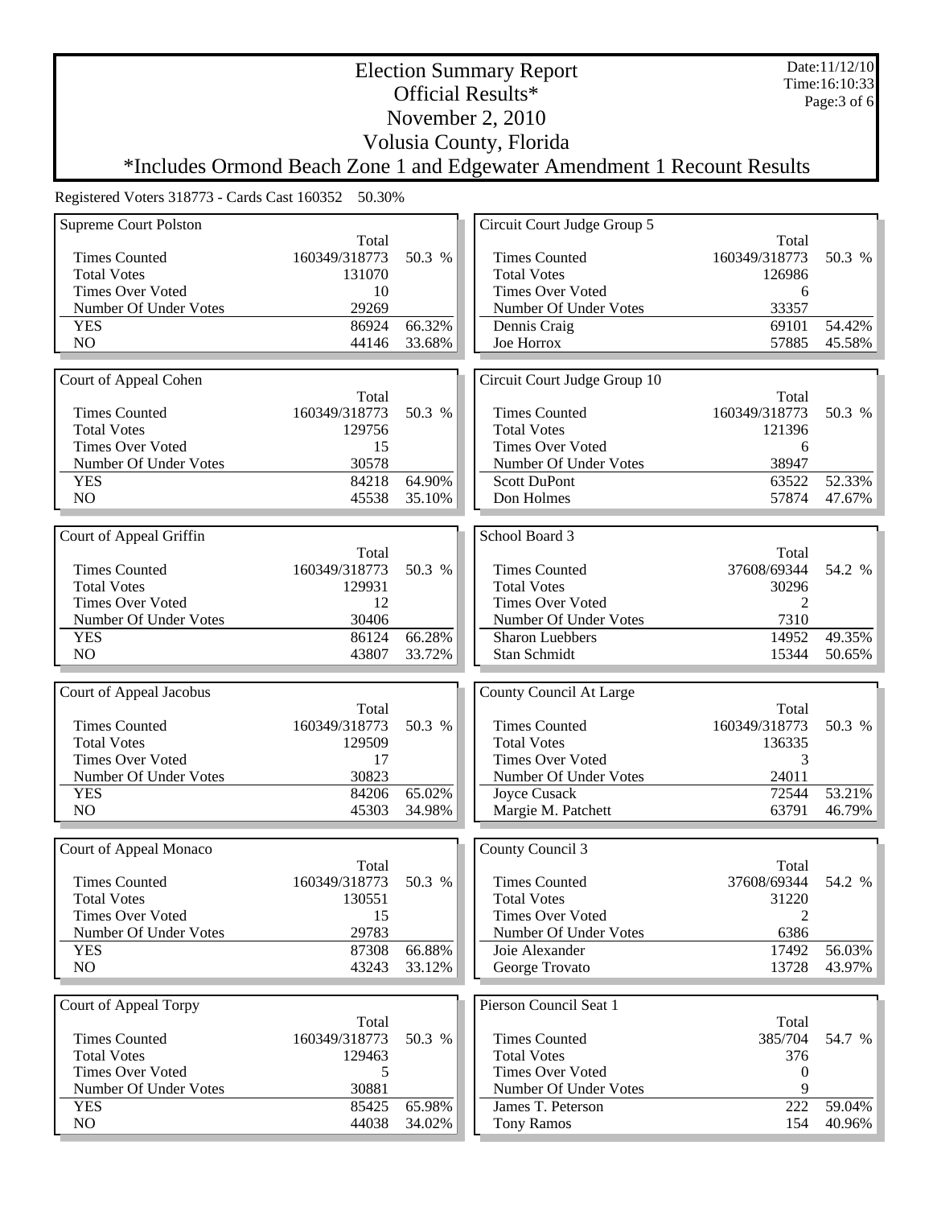# Election Summary Report

## Official Results*

## November 2, 2010

## Volusia County, Florida

*Includes Ormond Beach Zone 1 and Edgewater Amendment 1 Recount Results

Date:11/12/10
Time:16:10:33

Registered Voters 318773 - Cards Cast 160352 50.30%

### Supreme Court Polston

| | Total | |
|---|---|---|
| Times Counted | 160349/318773 | 50.3 % |
| Total Votes | 131070 | |
| Times Over Voted | 10 | |
| Number Of Under Votes | 29269 | |
| YES | 86924 | 66.32% |
| NO | 44146 | 33.68% |

### Court of Appeal Cohen

| | Total | |
|---|---|---|
| Times Counted | 160349/318773 | 50.3 % |
| Total Votes | 129756 | |
| Times Over Voted | 15 | |
| Number Of Under Votes | 30578 | |
| YES | 84218 | 64.90% |
| NO | 45538 | 35.10% |

### Court of Appeal Griffin

| | Total | |
|---|---|---|
| Times Counted | 160349/318773 | 50.3 % |
| Total Votes | 129931 | |
| Times Over Voted | 12 | |
| Number Of Under Votes | 30406 | |
| YES | 86124 | 66.28% |
| NO | 43807 | 33.72% |

### Court of Appeal Jacobus

| | Total | |
|---|---|---|
| Times Counted | 160349/318773 | 50.3 % |
| Total Votes | 129509 | |
| Times Over Voted | 17 | |
| Number Of Under Votes | 30823 | |
| YES | 84206 | 65.02% |
| NO | 45303 | 34.98% |

### Court of Appeal Monaco

| | Total | |
|---|---|---|
| Times Counted | 160349/318773 | 50.3 % |
| Total Votes | 130551 | |
| Times Over Voted | 15 | |
| Number Of Under Votes | 29783 | |
| YES | 87308 | 66.88% |
| NO | 43243 | 33.12% |

### Court of Appeal Torpy

| | Total | |
|---|---|---|
| Times Counted | 160349/318773 | 50.3 % |
| Total Votes | 129463 | |
| Times Over Voted | 5 | |
| Number Of Under Votes | 30881 | |
| YES | 85425 | 65.98% |
| NO | 44038 | 34.02% |

### Circuit Court Judge Group 5

| | Total | |
|---|---|---|
| Times Counted | 160349/318773 | 50.3 % |
| Total Votes | 126986 | |
| Times Over Voted | 6 | |
| Number Of Under Votes | 33357 | |
| Dennis Craig | 69101 | 54.42% |
| Joe Horrox | 57885 | 45.58% |

### Circuit Court Judge Group 10

| | Total | |
|---|---|---|
| Times Counted | 160349/318773 | 50.3 % |
| Total Votes | 121396 | |
| Times Over Voted | 6 | |
| Number Of Under Votes | 38947 | |
| Scott DuPont | 63522 | 52.33% |
| Don Holmes | 57874 | 47.67% |

### School Board 3

| | Total | |
|---|---|---|
| Times Counted | 37608/69344 | 54.2 % |
| Total Votes | 30296 | |
| Times Over Voted | 2 | |
| Number Of Under Votes | 7310 | |
| Sharon Luebbers | 14952 | 49.35% |
| Stan Schmidt | 15344 | 50.65% |

### County Council At Large

| | Total | |
|---|---|---|
| Times Counted | 160349/318773 | 50.3 % |
| Total Votes | 136335 | |
| Times Over Voted | 3 | |
| Number Of Under Votes | 24011 | |
| Joyce Cusack | 72544 | 53.21% |
| Margie M. Patchett | 63791 | 46.79% |

### County Council 3

| | Total | |
|---|---|---|
| Times Counted | 37608/69344 | 54.2 % |
| Total Votes | 31220 | |
| Times Over Voted | 2 | |
| Number Of Under Votes | 6386 | |
| Joie Alexander | 17492 | 56.03% |
| George Trovato | 13728 | 43.97% |

### Pierson Council Seat 1

| | Total | |
|---|---|---|
| Times Counted | 385/704 | 54.7 % |
| Total Votes | 376 | |
| Times Over Voted | 0 | |
| Number Of Under Votes | 9 | |
| James T. Peterson | 222 | 59.04% |
| Tony Ramos | 154 | 40.96% |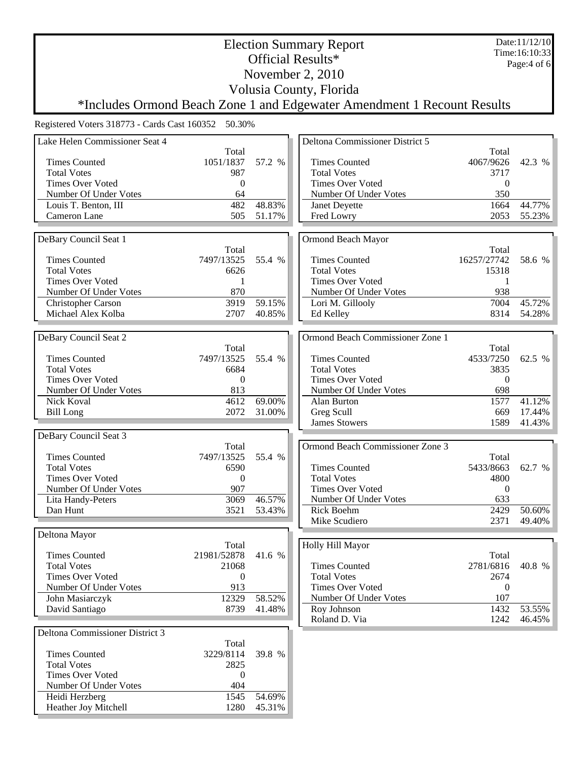# Election Summary Report
## Official Results*
## November 2, 2010
## Volusia County, Florida
### *Includes Ormond Beach Zone 1 and Edgewater Amendment 1 Recount Results

Date:11/12/10
Time:16:10:33

Registered Voters 318773 - Cards Cast 160352 50.30%

### Lake Helen Commissioner Seat 4

| | Total | |
|---|---|---|
| Times Counted | 1051/1837 | 57.2 % |
| Total Votes | 987 | |
| Times Over Voted | 0 | |
| Number Of Under Votes | 64 | |
| Louis T. Benton, III | 482 | 48.83% |
| Cameron Lane | 505 | 51.17% |

### DeBary Council Seat 1

| | Total | |
|---|---|---|
| Times Counted | 7497/13525 | 55.4 % |
| Total Votes | 6626 | |
| Times Over Voted | 1 | |
| Number Of Under Votes | 870 | |
| Christopher Carson | 3919 | 59.15% |
| Michael Alex Kolba | 2707 | 40.85% |

### DeBary Council Seat 2

| | Total | |
|---|---|---|
| Times Counted | 7497/13525 | 55.4 % |
| Total Votes | 6684 | |
| Times Over Voted | 0 | |
| Number Of Under Votes | 813 | |
| Nick Koval | 4612 | 69.00% |
| Bill Long | 2072 | 31.00% |

### DeBary Council Seat 3

| | Total | |
|---|---|---|
| Times Counted | 7497/13525 | 55.4 % |
| Total Votes | 6590 | |
| Times Over Voted | 0 | |
| Number Of Under Votes | 907 | |
| Lita Handy-Peters | 3069 | 46.57% |
| Dan Hunt | 3521 | 53.43% |

### Deltona Mayor

| | Total | |
|---|---|---|
| Times Counted | 21981/52878 | 41.6 % |
| Total Votes | 21068 | |
| Times Over Voted | 0 | |
| Number Of Under Votes | 913 | |
| John Masiarczyk | 12329 | 58.52% |
| David Santiago | 8739 | 41.48% |

### Deltona Commissioner District 3

| | Total | |
|---|---|---|
| Times Counted | 3229/8114 | 39.8 % |
| Total Votes | 2825 | |
| Times Over Voted | 0 | |
| Number Of Under Votes | 404 | |
| Heidi Herzberg | 1545 | 54.69% |
| Heather Joy Mitchell | 1280 | 45.31% |

### Deltona Commissioner District 5

| | Total | |
|---|---|---|
| Times Counted | 4067/9626 | 42.3 % |
| Total Votes | 3717 | |
| Times Over Voted | 0 | |
| Number Of Under Votes | 350 | |
| Janet Deyette | 1664 | 44.77% |
| Fred Lowry | 2053 | 55.23% |

### Ormond Beach Mayor

| | Total | |
|---|---|---|
| Times Counted | 16257/27742 | 58.6 % |
| Total Votes | 15318 | |
| Times Over Voted | 1 | |
| Number Of Under Votes | 938 | |
| Lori M. Gillooly | 7004 | 45.72% |
| Ed Kelley | 8314 | 54.28% |

### Ormond Beach Commissioner Zone 1

| | Total | |
|---|---|---|
| Times Counted | 4533/7250 | 62.5 % |
| Total Votes | 3835 | |
| Times Over Voted | 0 | |
| Number Of Under Votes | 698 | |
| Alan Burton | 1577 | 41.12% |
| Greg Scull | 669 | 17.44% |
| James Stowers | 1589 | 41.43% |

### Ormond Beach Commissioner Zone 3

| | Total | |
|---|---|---|
| Times Counted | 5433/8663 | 62.7 % |
| Total Votes | 4800 | |
| Times Over Voted | 0 | |
| Number Of Under Votes | 633 | |
| Rick Boehm | 2429 | 50.60% |
| Mike Scudiero | 2371 | 49.40% |

### Holly Hill Mayor

| | Total | |
|---|---|---|
| Times Counted | 2781/6816 | 40.8 % |
| Total Votes | 2674 | |
| Times Over Voted | 0 | |
| Number Of Under Votes | 107 | |
| Roy Johnson | 1432 | 53.55% |
| Roland D. Via | 1242 | 46.45% |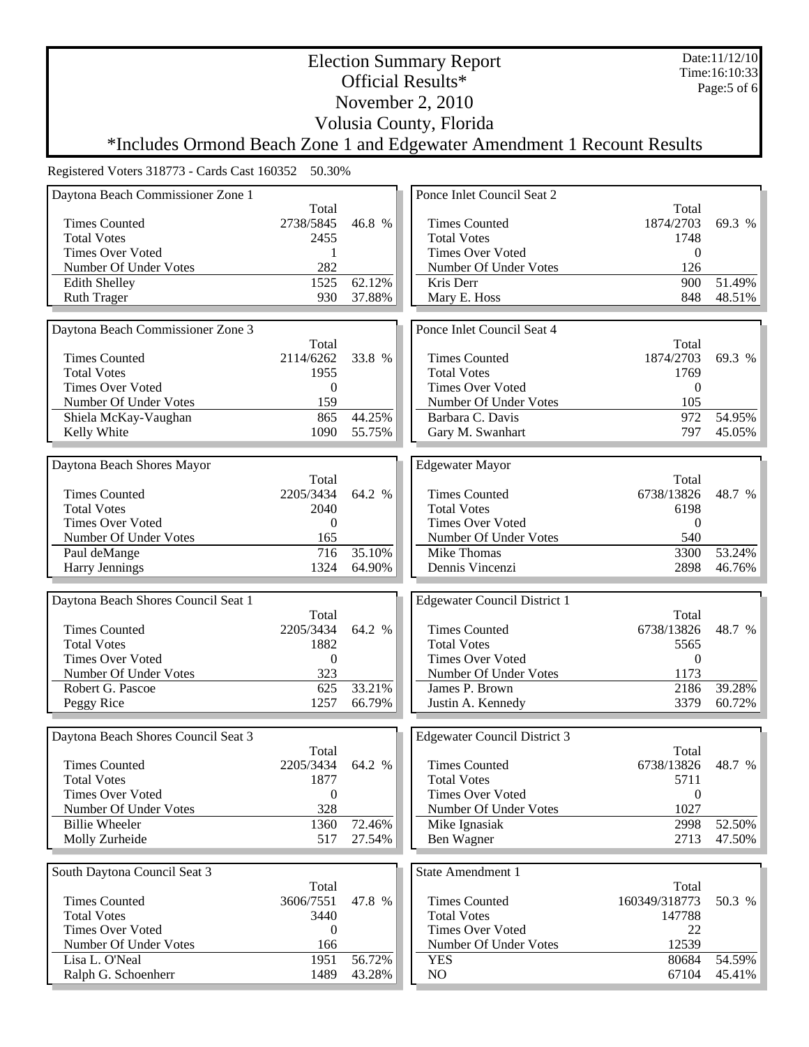# Election Summary Report

## Official Results*

## November 2, 2010

## Volusia County, Florida

*Includes Ormond Beach Zone 1 and Edgewater Amendment 1 Recount Results

Date:11/12/10
Time:16:10:33

Registered Voters 318773 - Cards Cast 160352 50.30%

### Daytona Beach Commissioner Zone 1

| | Total | |
|---|---|---|
| Times Counted | 2738/5845 | 46.8 % |
| Total Votes | 2455 | |
| Times Over Voted | 1 | |
| Number Of Under Votes | 282 | |
| Edith Shelley | 1525 | 62.12% |
| Ruth Trager | 930 | 37.88% |

### Daytona Beach Commissioner Zone 3

| | Total | |
|---|---|---|
| Times Counted | 2114/6262 | 33.8 % |
| Total Votes | 1955 | |
| Times Over Voted | 0 | |
| Number Of Under Votes | 159 | |
| Shiela McKay-Vaughan | 865 | 44.25% |
| Kelly White | 1090 | 55.75% |

### Daytona Beach Shores Mayor

| | Total | |
|---|---|---|
| Times Counted | 2205/3434 | 64.2 % |
| Total Votes | 2040 | |
| Times Over Voted | 0 | |
| Number Of Under Votes | 165 | |
| Paul deMange | 716 | 35.10% |
| Harry Jennings | 1324 | 64.90% |

### Daytona Beach Shores Council Seat 1

| | Total | |
|---|---|---|
| Times Counted | 2205/3434 | 64.2 % |
| Total Votes | 1882 | |
| Times Over Voted | 0 | |
| Number Of Under Votes | 323 | |
| Robert G. Pascoe | 625 | 33.21% |
| Peggy Rice | 1257 | 66.79% |

### Daytona Beach Shores Council Seat 3

| | Total | |
|---|---|---|
| Times Counted | 2205/3434 | 64.2 % |
| Total Votes | 1877 | |
| Times Over Voted | 0 | |
| Number Of Under Votes | 328 | |
| Billie Wheeler | 1360 | 72.46% |
| Molly Zurheide | 517 | 27.54% |

### South Daytona Council Seat 3

| | Total | |
|---|---|---|
| Times Counted | 3606/7551 | 47.8 % |
| Total Votes | 3440 | |
| Times Over Voted | 0 | |
| Number Of Under Votes | 166 | |
| Lisa L. O'Neal | 1951 | 56.72% |
| Ralph G. Schoenherr | 1489 | 43.28% |

### Ponce Inlet Council Seat 2

| | Total | |
|---|---|---|
| Times Counted | 1874/2703 | 69.3 % |
| Total Votes | 1748 | |
| Times Over Voted | 0 | |
| Number Of Under Votes | 126 | |
| Kris Derr | 900 | 51.49% |
| Mary E. Hoss | 848 | 48.51% |

### Ponce Inlet Council Seat 4

| | Total | |
|---|---|---|
| Times Counted | 1874/2703 | 69.3 % |
| Total Votes | 1769 | |
| Times Over Voted | 0 | |
| Number Of Under Votes | 105 | |
| Barbara C. Davis | 972 | 54.95% |
| Gary M. Swanhart | 797 | 45.05% |

### Edgewater Mayor

| | Total | |
|---|---|---|
| Times Counted | 6738/13826 | 48.7 % |
| Total Votes | 6198 | |
| Times Over Voted | 0 | |
| Number Of Under Votes | 540 | |
| Mike Thomas | 3300 | 53.24% |
| Dennis Vincenzi | 2898 | 46.76% |

### Edgewater Council District 1

| | Total | |
|---|---|---|
| Times Counted | 6738/13826 | 48.7 % |
| Total Votes | 5565 | |
| Times Over Voted | 0 | |
| Number Of Under Votes | 1173 | |
| James P. Brown | 2186 | 39.28% |
| Justin A. Kennedy | 3379 | 60.72% |

### Edgewater Council District 3

| | Total | |
|---|---|---|
| Times Counted | 6738/13826 | 48.7 % |
| Total Votes | 5711 | |
| Times Over Voted | 0 | |
| Number Of Under Votes | 1027 | |
| Mike Ignasiak | 2998 | 52.50% |
| Ben Wagner | 2713 | 47.50% |

### State Amendment 1

| | Total | |
|---|---|---|
| Times Counted | 160349/318773 | 50.3 % |
| Total Votes | 147788 | |
| Times Over Voted | 22 | |
| Number Of Under Votes | 12539 | |
| YES | 80684 | 54.59% |
| NO | 67104 | 45.41% |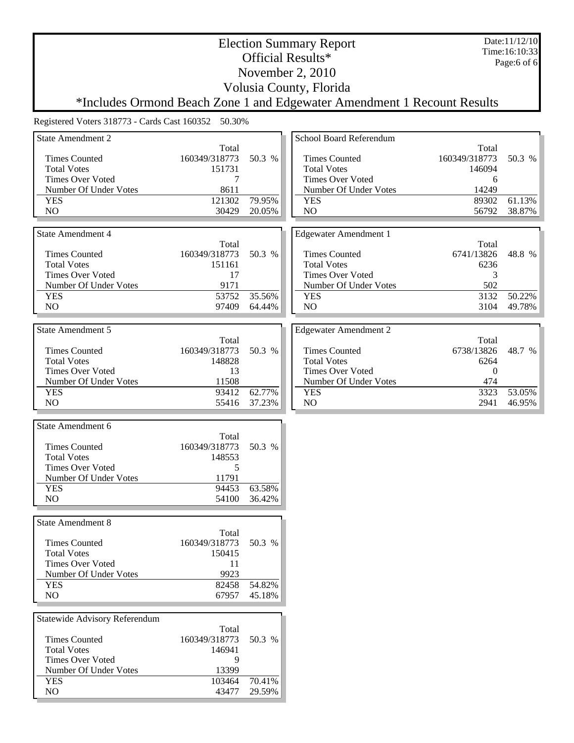# Election Summary Report

## Official Results*

## November 2, 2010

## Volusia County, Florida

*Includes Ormond Beach Zone 1 and Edgewater Amendment 1 Recount Results

Date:11/12/10
Time:16:10:33

Registered Voters 318773 - Cards Cast 160352 50.30%

### State Amendment 2

| | Total | |
|---|---|---|
| Times Counted | 160349/318773 | 50.3 % |
| Total Votes | 151731 | |
| Times Over Voted | 7 | |
| Number Of Under Votes | 8611 | |
| YES | 121302 | 79.95% |
| NO | 30429 | 20.05% |

### State Amendment 4

| | Total | |
|---|---|---|
| Times Counted | 160349/318773 | 50.3 % |
| Total Votes | 151161 | |
| Times Over Voted | 17 | |
| Number Of Under Votes | 9171 | |
| YES | 53752 | 35.56% |
| NO | 97409 | 64.44% |

### State Amendment 5

| | Total | |
|---|---|---|
| Times Counted | 160349/318773 | 50.3 % |
| Total Votes | 148828 | |
| Times Over Voted | 13 | |
| Number Of Under Votes | 11508 | |
| YES | 93412 | 62.77% |
| NO | 55416 | 37.23% |

### State Amendment 6

| | Total | |
|---|---|---|
| Times Counted | 160349/318773 | 50.3 % |
| Total Votes | 148553 | |
| Times Over Voted | 5 | |
| Number Of Under Votes | 11791 | |
| YES | 94453 | 63.58% |
| NO | 54100 | 36.42% |

### State Amendment 8

| | Total | |
|---|---|---|
| Times Counted | 160349/318773 | 50.3 % |
| Total Votes | 150415 | |
| Times Over Voted | 11 | |
| Number Of Under Votes | 9923 | |
| YES | 82458 | 54.82% |
| NO | 67957 | 45.18% |

### Statewide Advisory Referendum

| | Total | |
|---|---|---|
| Times Counted | 160349/318773 | 50.3 % |
| Total Votes | 146941 | |
| Times Over Voted | 9 | |
| Number Of Under Votes | 13399 | |
| YES | 103464 | 70.41% |
| NO | 43477 | 29.59% |

### School Board Referendum

| | Total | |
|---|---|---|
| Times Counted | 160349/318773 | 50.3 % |
| Total Votes | 146094 | |
| Times Over Voted | 6 | |
| Number Of Under Votes | 14249 | |
| YES | 89302 | 61.13% |
| NO | 56792 | 38.87% |

### Edgewater Amendment 1

| | Total | |
|---|---|---|
| Times Counted | 6741/13826 | 48.8 % |
| Total Votes | 6236 | |
| Times Over Voted | 3 | |
| Number Of Under Votes | 502 | |
| YES | 3132 | 50.22% |
| NO | 3104 | 49.78% |

### Edgewater Amendment 2

| | Total | |
|---|---|---|
| Times Counted | 6738/13826 | 48.7 % |
| Total Votes | 6264 | |
| Times Over Voted | 0 | |
| Number Of Under Votes | 474 | |
| YES | 3323 | 53.05% |
| NO | 2941 | 46.95% |